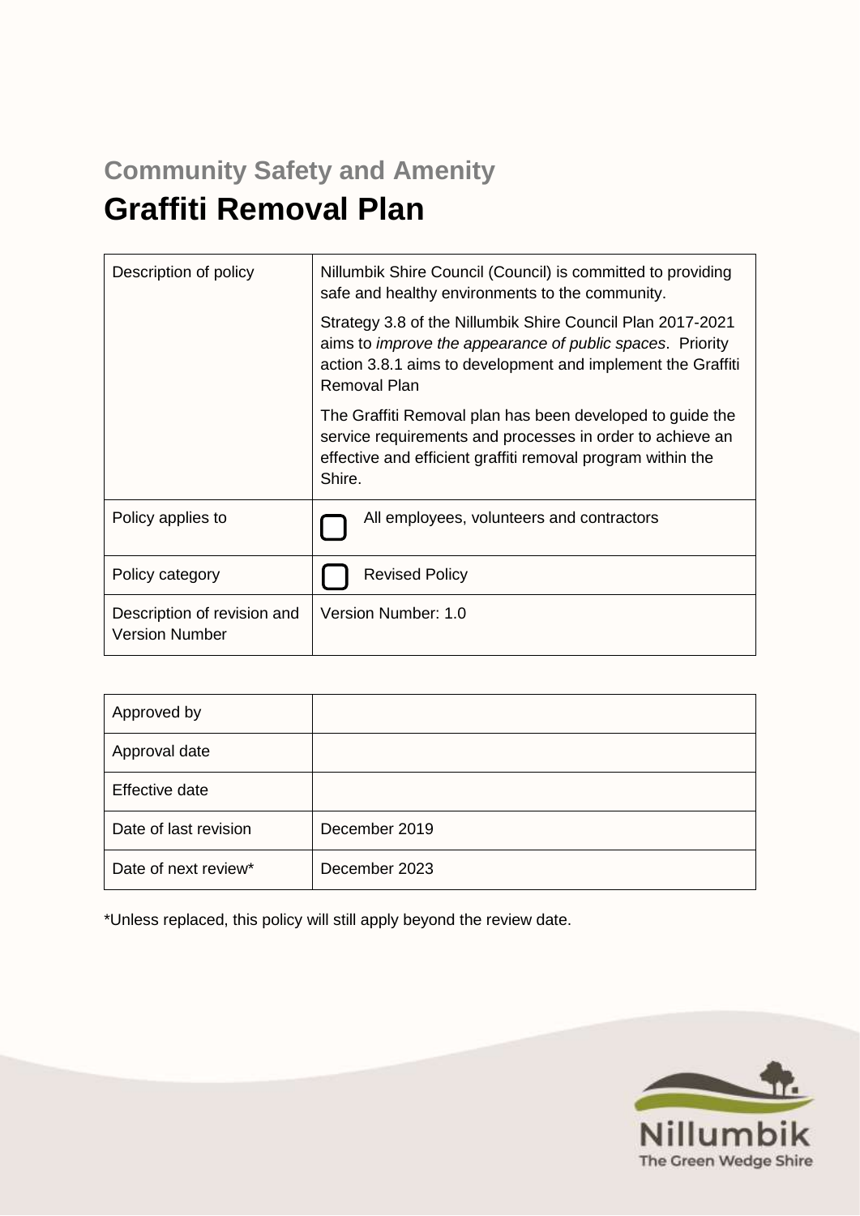## Community Safety and Amenity

# Graffiti Removal Plan

| Description of policy | Nillumbik Shire Council (Council) is committed to providing safe and healthy environments to the community.<br><br>Strategy 3.8 of the Nillumbik Shire Council Plan 2017-2021 aims to *improve the appearance of public spaces*. Priority action 3.8.1 aims to development and implement the Graffiti Removal Plan<br><br>The Graffiti Removal plan has been developed to guide the service requirements and processes in order to achieve an effective and efficient graffiti removal program within the Shire. |
|---|---|
| Policy applies to | ☐ All employees, volunteers and contractors |
| Policy category | ☐ Revised Policy |
| Description of revision and Version Number | Version Number: 1.0 |

| Approved by | |
|---|---|
| Approval date | |
| Effective date | |
| Date of last revision | December 2019 |
| Date of next review* | December 2023 |

*Unless replaced, this policy will still apply beyond the review date.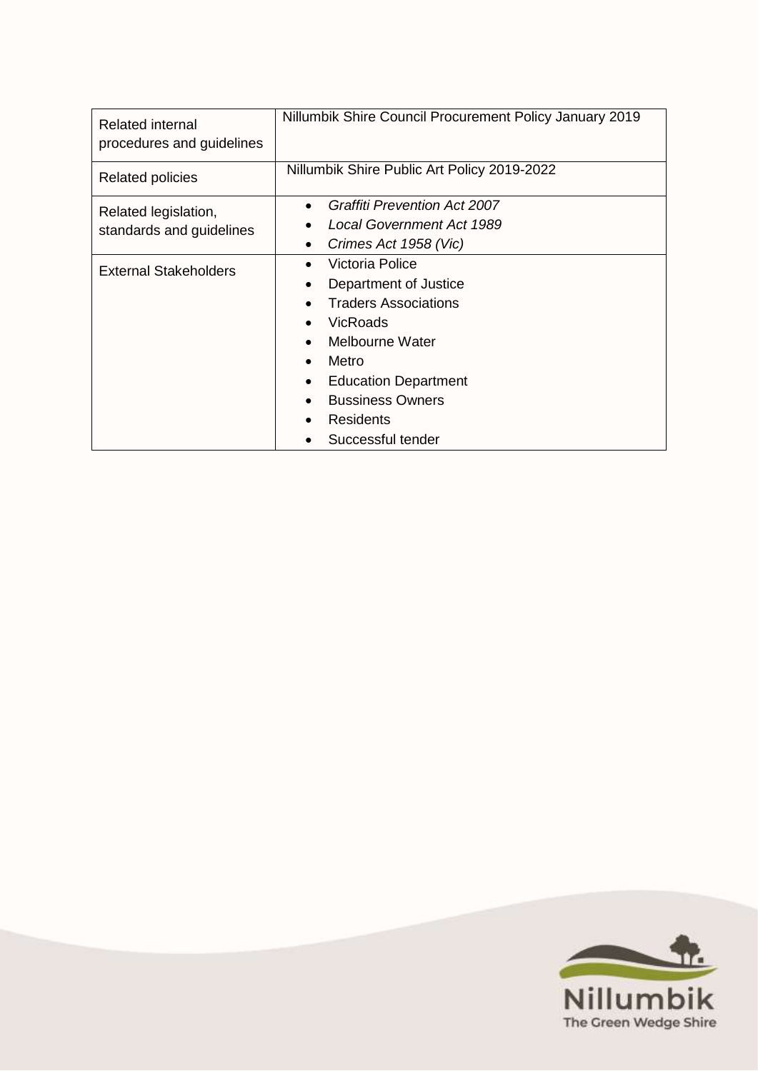| Related internal procedures and guidelines | Nillumbik Shire Council Procurement Policy January 2019 |
| --- | --- |
| Related policies | Nillumbik Shire Public Art Policy 2019-2022 |
| Related legislation, standards and guidelines | • *Graffiti Prevention Act 2007*<br>• *Local Government Act 1989*<br>• *Crimes Act 1958 (Vic)* |
| External Stakeholders | • Victoria Police<br>• Department of Justice<br>• Traders Associations<br>• VicRoads<br>• Melbourne Water<br>• Metro<br>• Education Department<br>• Bussiness Owners<br>• Residents<br>• Successful tender |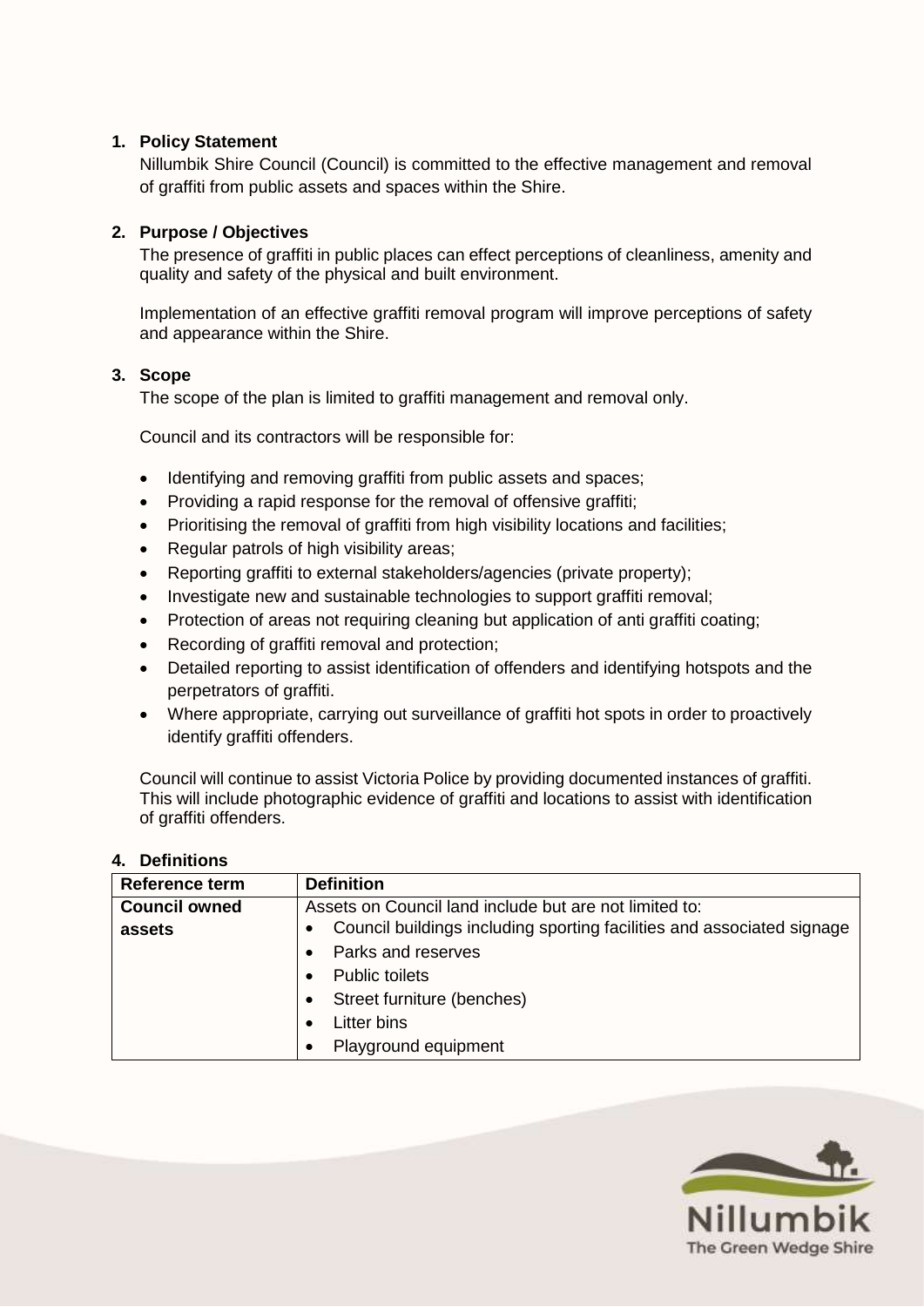## 1. Policy Statement

Nillumbik Shire Council (Council) is committed to the effective management and removal of graffiti from public assets and spaces within the Shire.

## 2. Purpose / Objectives

The presence of graffiti in public places can effect perceptions of cleanliness, amenity and quality and safety of the physical and built environment.

Implementation of an effective graffiti removal program will improve perceptions of safety and appearance within the Shire.

## 3. Scope

The scope of the plan is limited to graffiti management and removal only.

Council and its contractors will be responsible for:

- Identifying and removing graffiti from public assets and spaces;
- Providing a rapid response for the removal of offensive graffiti;
- Prioritising the removal of graffiti from high visibility locations and facilities;
- Regular patrols of high visibility areas;
- Reporting graffiti to external stakeholders/agencies (private property);
- Investigate new and sustainable technologies to support graffiti removal;
- Protection of areas not requiring cleaning but application of anti graffiti coating;
- Recording of graffiti removal and protection;
- Detailed reporting to assist identification of offenders and identifying hotspots and the perpetrators of graffiti.
- Where appropriate, carrying out surveillance of graffiti hot spots in order to proactively identify graffiti offenders.

Council will continue to assist Victoria Police by providing documented instances of graffiti. This will include photographic evidence of graffiti and locations to assist with identification of graffiti offenders.

## 4. Definitions

| Reference term | Definition |
| --- | --- |
| **Council owned assets** | Assets on Council land include but are not limited to:<br>• Council buildings including sporting facilities and associated signage<br>• Parks and reserves<br>• Public toilets<br>• Street furniture (benches)<br>• Litter bins<br>• Playground equipment |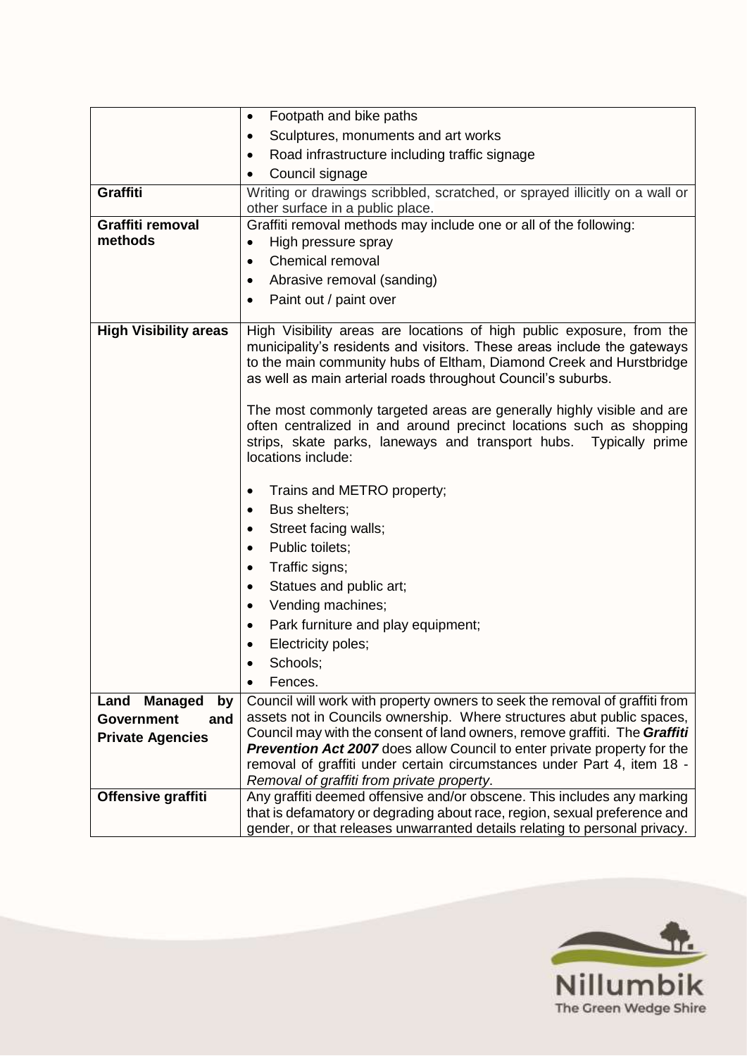| | |
|---|---|
| | • Footpath and bike paths<br>• Sculptures, monuments and art works<br>• Road infrastructure including traffic signage<br>• Council signage |
| **Graffiti** | Writing or drawings scribbled, scratched, or sprayed illicitly on a wall or other surface in a public place. |
| **Graffiti removal methods** | Graffiti removal methods may include one or all of the following:<br>• High pressure spray<br>• Chemical removal<br>• Abrasive removal (sanding)<br>• Paint out / paint over |
| **High Visibility areas** | High Visibility areas are locations of high public exposure, from the municipality's residents and visitors. These areas include the gateways to the main community hubs of Eltham, Diamond Creek and Hurstbridge as well as main arterial roads throughout Council's suburbs.<br><br>The most commonly targeted areas are generally highly visible and are often centralized in and around precinct locations such as shopping strips, skate parks, laneways and transport hubs. Typically prime locations include:<br><br>• Trains and METRO property;<br>• Bus shelters;<br>• Street facing walls;<br>• Public toilets;<br>• Traffic signs;<br>• Statues and public art;<br>• Vending machines;<br>• Park furniture and play equipment;<br>• Electricity poles;<br>• Schools;<br>• Fences. |
| **Land Managed by Government and Private Agencies** | Council will work with property owners to seek the removal of graffiti from assets not in Councils ownership. Where structures abut public spaces, Council may with the consent of land owners, remove graffiti. The ***Graffiti Prevention Act 2007*** does allow Council to enter private property for the removal of graffiti under certain circumstances under Part 4, item 18 - *Removal of graffiti from private property*. |
| **Offensive graffiti** | Any graffiti deemed offensive and/or obscene. This includes any marking that is defamatory or degrading about race, region, sexual preference and gender, or that releases unwarranted details relating to personal privacy. |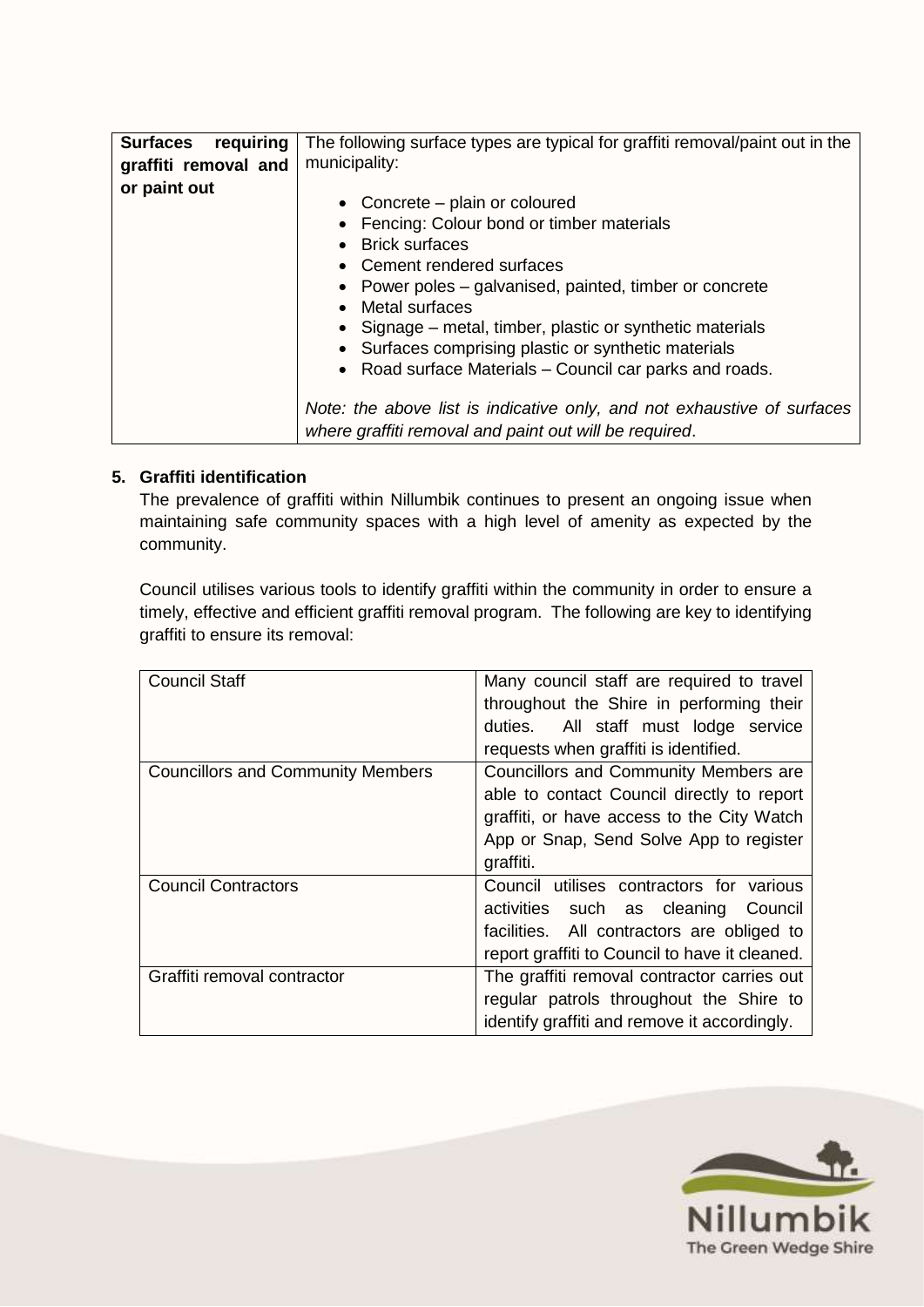| **Surfaces requiring graffiti removal and or paint out** | The following surface types are typical for graffiti removal/paint out in the municipality:<br><br>• Concrete – plain or coloured<br>• Fencing: Colour bond or timber materials<br>• Brick surfaces<br>• Cement rendered surfaces<br>• Power poles – galvanised, painted, timber or concrete<br>• Metal surfaces<br>• Signage – metal, timber, plastic or synthetic materials<br>• Surfaces comprising plastic or synthetic materials<br>• Road surface Materials – Council car parks and roads.<br><br>*Note: the above list is indicative only, and not exhaustive of surfaces where graffiti removal and paint out will be required*. |
|---|---|

## 5. Graffiti identification

The prevalence of graffiti within Nillumbik continues to present an ongoing issue when maintaining safe community spaces with a high level of amenity as expected by the community.

Council utilises various tools to identify graffiti within the community in order to ensure a timely, effective and efficient graffiti removal program. The following are key to identifying graffiti to ensure its removal:

| Council Staff | Many council staff are required to travel throughout the Shire in performing their duties. All staff must lodge service requests when graffiti is identified. |
|---|---|
| Councillors and Community Members | Councillors and Community Members are able to contact Council directly to report graffiti, or have access to the City Watch App or Snap, Send Solve App to register graffiti. |
| Council Contractors | Council utilises contractors for various activities such as cleaning Council facilities. All contractors are obliged to report graffiti to Council to have it cleaned. |
| Graffiti removal contractor | The graffiti removal contractor carries out regular patrols throughout the Shire to identify graffiti and remove it accordingly. |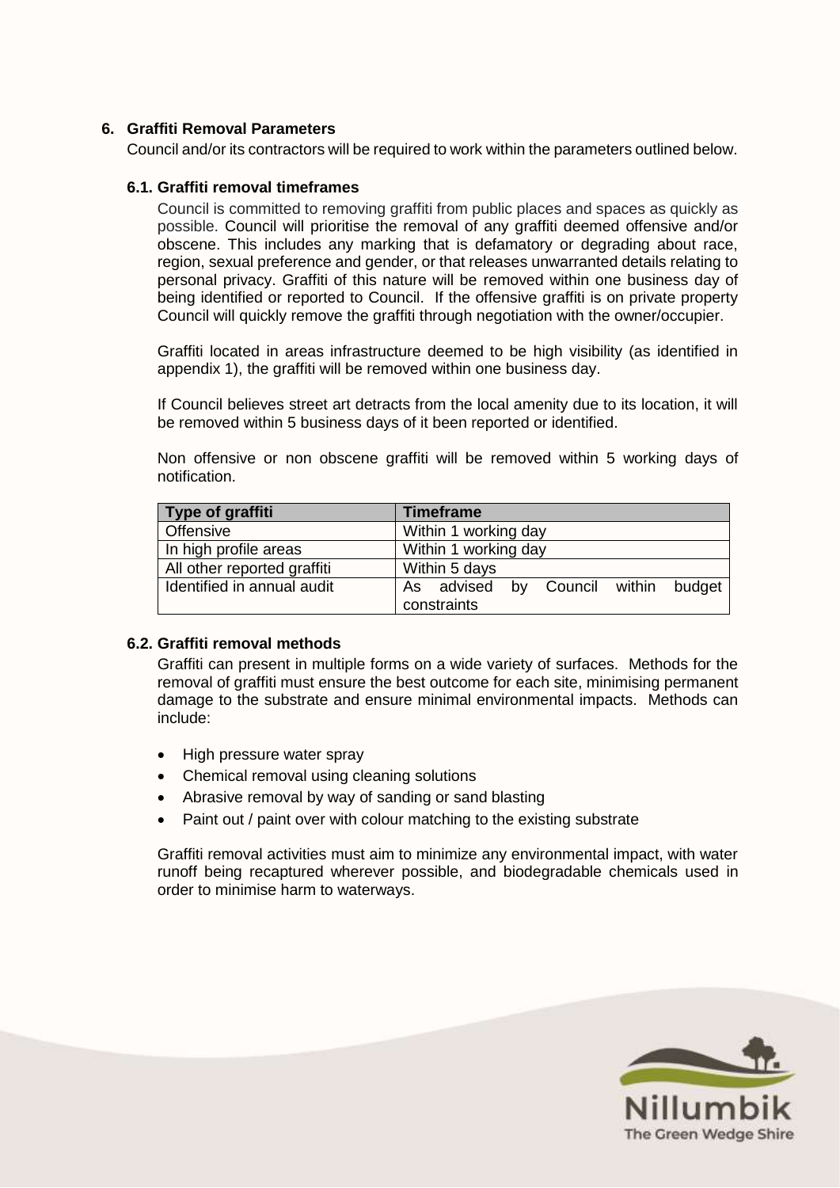## 6. Graffiti Removal Parameters

Council and/or its contractors will be required to work within the parameters outlined below.

### 6.1. Graffiti removal timeframes

Council is committed to removing graffiti from public places and spaces as quickly as possible. Council will prioritise the removal of any graffiti deemed offensive and/or obscene. This includes any marking that is defamatory or degrading about race, region, sexual preference and gender, or that releases unwarranted details relating to personal privacy. Graffiti of this nature will be removed within one business day of being identified or reported to Council. If the offensive graffiti is on private property Council will quickly remove the graffiti through negotiation with the owner/occupier.

Graffiti located in areas infrastructure deemed to be high visibility (as identified in appendix 1), the graffiti will be removed within one business day.

If Council believes street art detracts from the local amenity due to its location, it will be removed within 5 business days of it been reported or identified.

Non offensive or non obscene graffiti will be removed within 5 working days of notification.

| Type of graffiti | Timeframe |
| --- | --- |
| Offensive | Within 1 working day |
| In high profile areas | Within 1 working day |
| All other reported graffiti | Within 5 days |
| Identified in annual audit | As advised by Council within budget constraints |

### 6.2. Graffiti removal methods

Graffiti can present in multiple forms on a wide variety of surfaces. Methods for the removal of graffiti must ensure the best outcome for each site, minimising permanent damage to the substrate and ensure minimal environmental impacts. Methods can include:

- High pressure water spray
- Chemical removal using cleaning solutions
- Abrasive removal by way of sanding or sand blasting
- Paint out / paint over with colour matching to the existing substrate

Graffiti removal activities must aim to minimize any environmental impact, with water runoff being recaptured wherever possible, and biodegradable chemicals used in order to minimise harm to waterways.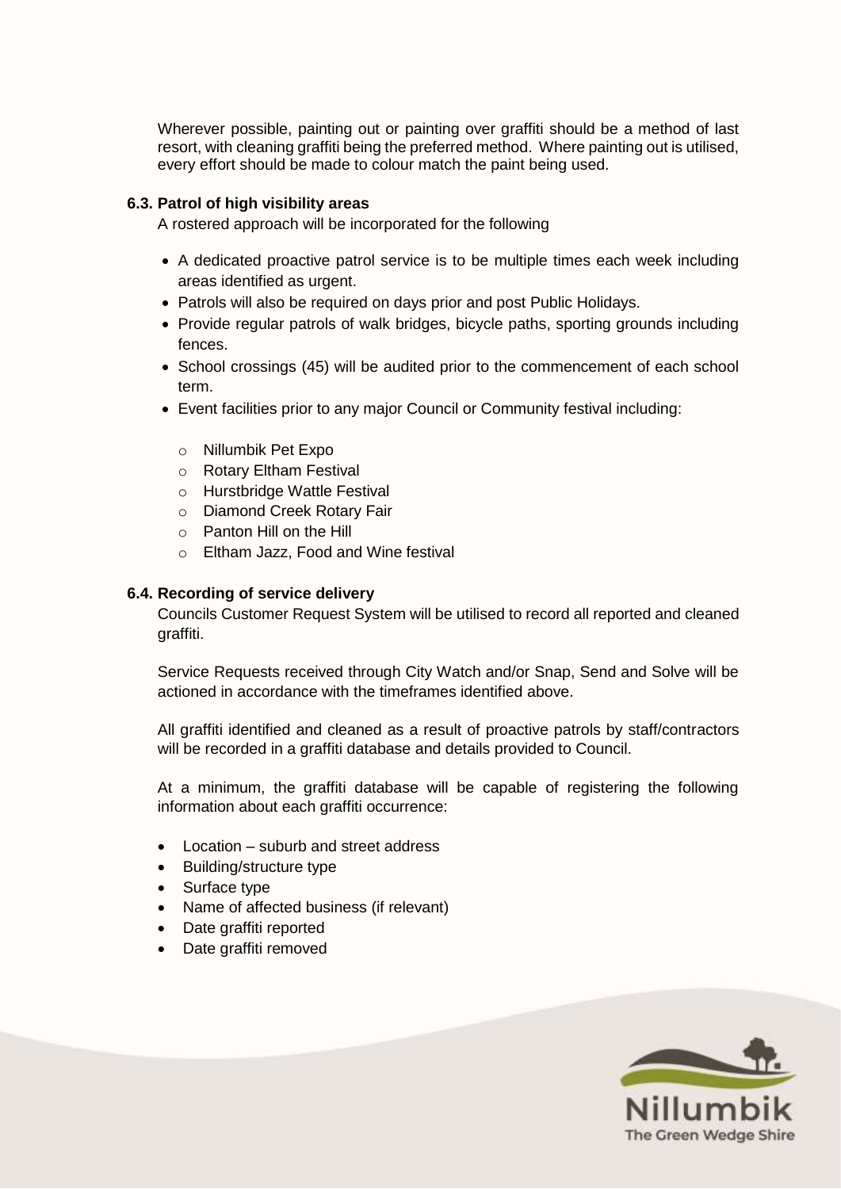Wherever possible, painting out or painting over graffiti should be a method of last resort, with cleaning graffiti being the preferred method. Where painting out is utilised, every effort should be made to colour match the paint being used.

### 6.3. Patrol of high visibility areas

A rostered approach will be incorporated for the following

- A dedicated proactive patrol service is to be multiple times each week including areas identified as urgent.
- Patrols will also be required on days prior and post Public Holidays.
- Provide regular patrols of walk bridges, bicycle paths, sporting grounds including fences.
- School crossings (45) will be audited prior to the commencement of each school term.
- Event facilities prior to any major Council or Community festival including:
  - Nillumbik Pet Expo
  - Rotary Eltham Festival
  - Hurstbridge Wattle Festival
  - Diamond Creek Rotary Fair
  - Panton Hill on the Hill
  - Eltham Jazz, Food and Wine festival

### 6.4. Recording of service delivery

Councils Customer Request System will be utilised to record all reported and cleaned graffiti.

Service Requests received through City Watch and/or Snap, Send and Solve will be actioned in accordance with the timeframes identified above.

All graffiti identified and cleaned as a result of proactive patrols by staff/contractors will be recorded in a graffiti database and details provided to Council.

At a minimum, the graffiti database will be capable of registering the following information about each graffiti occurrence:

- Location – suburb and street address
- Building/structure type
- Surface type
- Name of affected business (if relevant)
- Date graffiti reported
- Date graffiti removed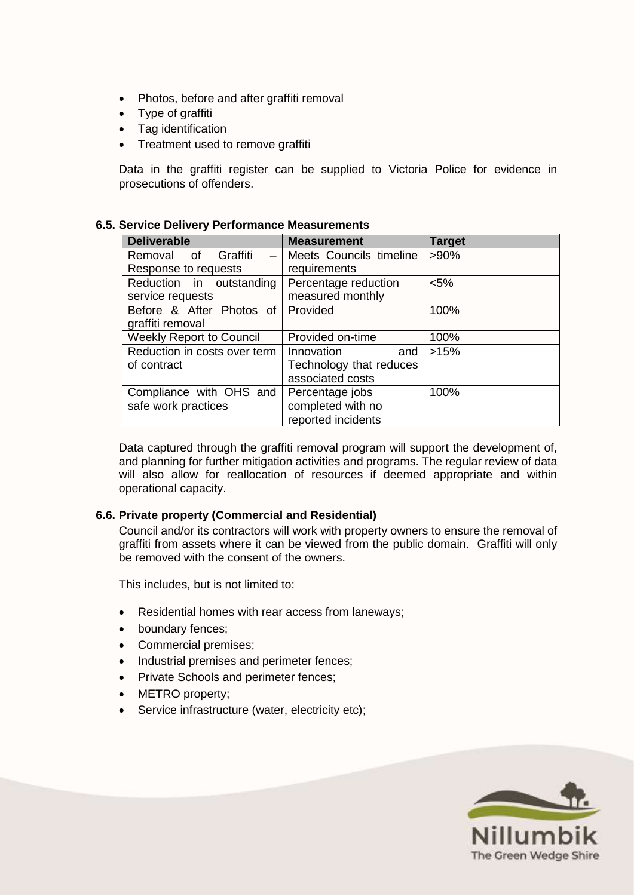- Photos, before and after graffiti removal
- Type of graffiti
- Tag identification
- Treatment used to remove graffiti

Data in the graffiti register can be supplied to Victoria Police for evidence in prosecutions of offenders.

### 6.5. Service Delivery Performance Measurements

| Deliverable | Measurement | Target |
|---|---|---|
| Removal of Graffiti – Response to requests | Meets Councils timeline requirements | >90% |
| Reduction in outstanding service requests | Percentage reduction measured monthly | <5% |
| Before & After Photos of graffiti removal | Provided | 100% |
| Weekly Report to Council | Provided on-time | 100% |
| Reduction in costs over term of contract | Innovation and Technology that reduces associated costs | >15% |
| Compliance with OHS and safe work practices | Percentage jobs completed with no reported incidents | 100% |

Data captured through the graffiti removal program will support the development of, and planning for further mitigation activities and programs. The regular review of data will also allow for reallocation of resources if deemed appropriate and within operational capacity.

### 6.6. Private property (Commercial and Residential)

Council and/or its contractors will work with property owners to ensure the removal of graffiti from assets where it can be viewed from the public domain. Graffiti will only be removed with the consent of the owners.

This includes, but is not limited to:

- Residential homes with rear access from laneways;
- boundary fences;
- Commercial premises;
- Industrial premises and perimeter fences;
- Private Schools and perimeter fences;
- METRO property;
- Service infrastructure (water, electricity etc);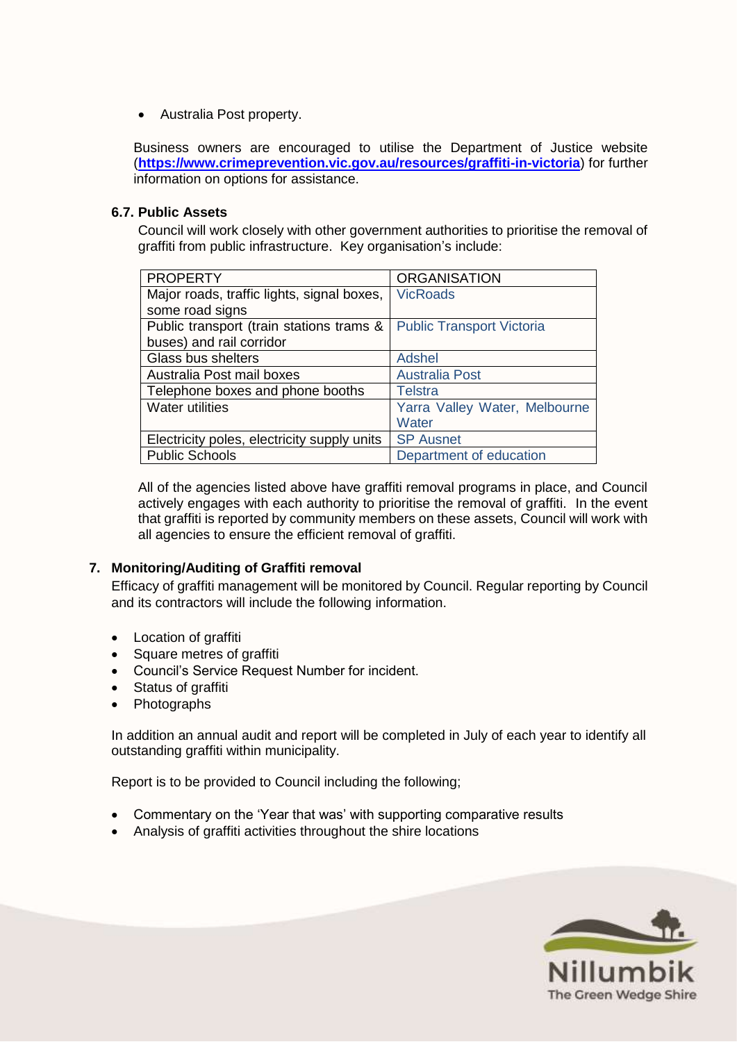- Australia Post property.

Business owners are encouraged to utilise the Department of Justice website (**https://www.crimeprevention.vic.gov.au/resources/graffiti-in-victoria**) for further information on options for assistance.

### 6.7. Public Assets

Council will work closely with other government authorities to prioritise the removal of graffiti from public infrastructure. Key organisation's include:

| PROPERTY | ORGANISATION |
|---|---|
| Major roads, traffic lights, signal boxes, some road signs | VicRoads |
| Public transport (train stations trams & buses) and rail corridor | Public Transport Victoria |
| Glass bus shelters | Adshel |
| Australia Post mail boxes | Australia Post |
| Telephone boxes and phone booths | Telstra |
| Water utilities | Yarra Valley Water, Melbourne Water |
| Electricity poles, electricity supply units | SP Ausnet |
| Public Schools | Department of education |

All of the agencies listed above have graffiti removal programs in place, and Council actively engages with each authority to prioritise the removal of graffiti. In the event that graffiti is reported by community members on these assets, Council will work with all agencies to ensure the efficient removal of graffiti.

## 7. Monitoring/Auditing of Graffiti removal

Efficacy of graffiti management will be monitored by Council. Regular reporting by Council and its contractors will include the following information.

- Location of graffiti
- Square metres of graffiti
- Council's Service Request Number for incident.
- Status of graffiti
- Photographs

In addition an annual audit and report will be completed in July of each year to identify all outstanding graffiti within municipality.

Report is to be provided to Council including the following;

- Commentary on the 'Year that was' with supporting comparative results
- Analysis of graffiti activities throughout the shire locations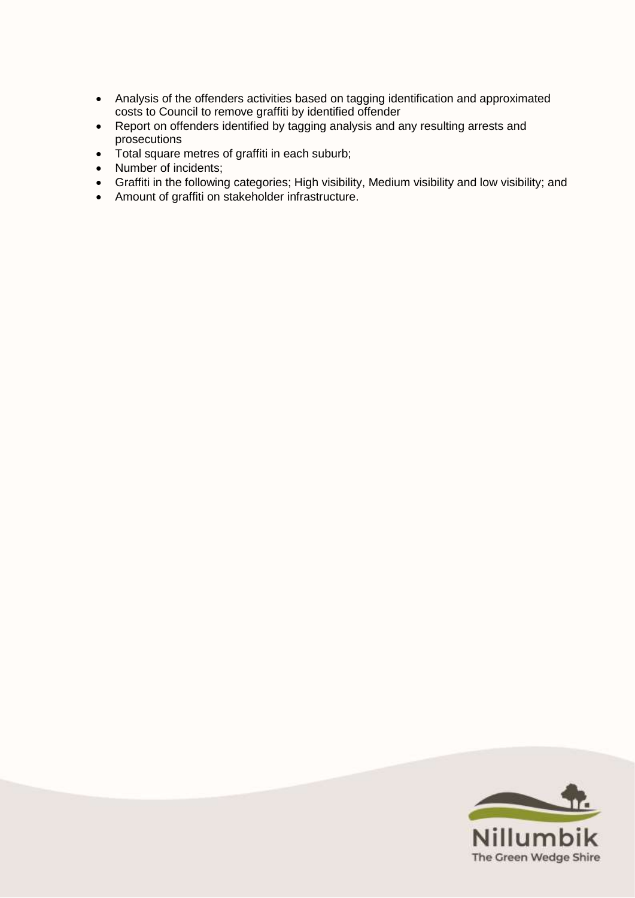- Analysis of the offenders activities based on tagging identification and approximated costs to Council to remove graffiti by identified offender
- Report on offenders identified by tagging analysis and any resulting arrests and prosecutions
- Total square metres of graffiti in each suburb;
- Number of incidents;
- Graffiti in the following categories; High visibility, Medium visibility and low visibility; and
- Amount of graffiti on stakeholder infrastructure.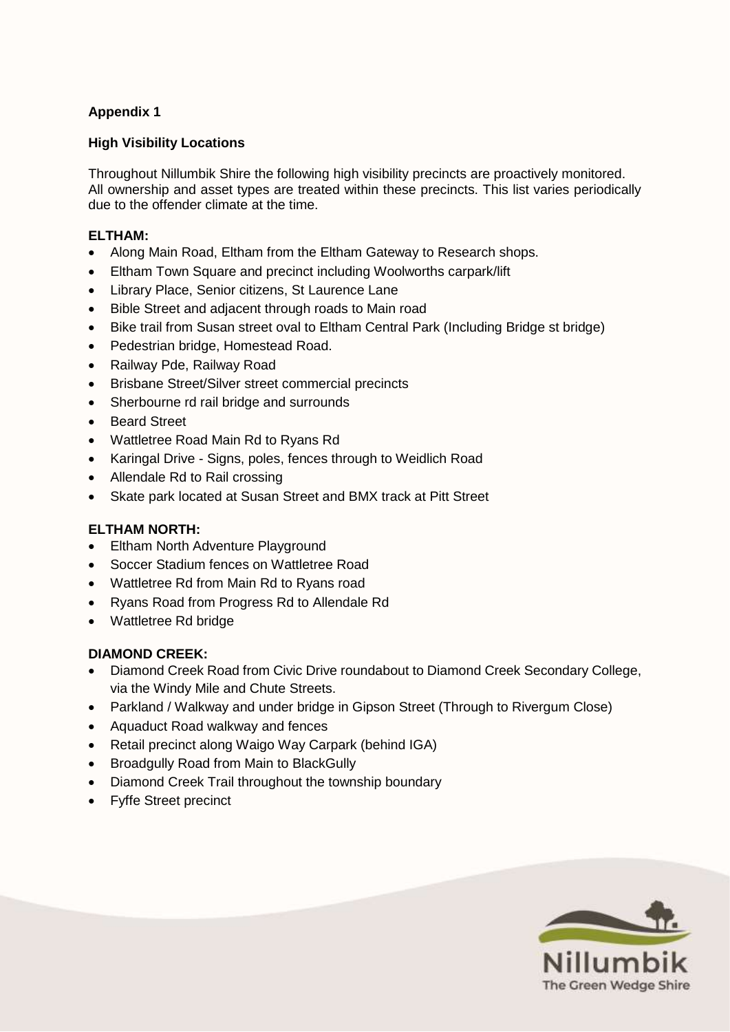**Appendix 1**

**High Visibility Locations**

Throughout Nillumbik Shire the following high visibility precincts are proactively monitored. All ownership and asset types are treated within these precincts. This list varies periodically due to the offender climate at the time.

**ELTHAM:**

- Along Main Road, Eltham from the Eltham Gateway to Research shops.
- Eltham Town Square and precinct including Woolworths carpark/lift
- Library Place, Senior citizens, St Laurence Lane
- Bible Street and adjacent through roads to Main road
- Bike trail from Susan street oval to Eltham Central Park (Including Bridge st bridge)
- Pedestrian bridge, Homestead Road.
- Railway Pde, Railway Road
- Brisbane Street/Silver street commercial precincts
- Sherbourne rd rail bridge and surrounds
- Beard Street
- Wattletree Road Main Rd to Ryans Rd
- Karingal Drive - Signs, poles, fences through to Weidlich Road
- Allendale Rd to Rail crossing
- Skate park located at Susan Street and BMX track at Pitt Street

**ELTHAM NORTH:**

- Eltham North Adventure Playground
- Soccer Stadium fences on Wattletree Road
- Wattletree Rd from Main Rd to Ryans road
- Ryans Road from Progress Rd to Allendale Rd
- Wattletree Rd bridge

**DIAMOND CREEK:**

- Diamond Creek Road from Civic Drive roundabout to Diamond Creek Secondary College, via the Windy Mile and Chute Streets.
- Parkland / Walkway and under bridge in Gipson Street (Through to Rivergum Close)
- Aquaduct Road walkway and fences
- Retail precinct along Waigo Way Carpark (behind IGA)
- Broadgully Road from Main to BlackGully
- Diamond Creek Trail throughout the township boundary
- Fyffe Street precinct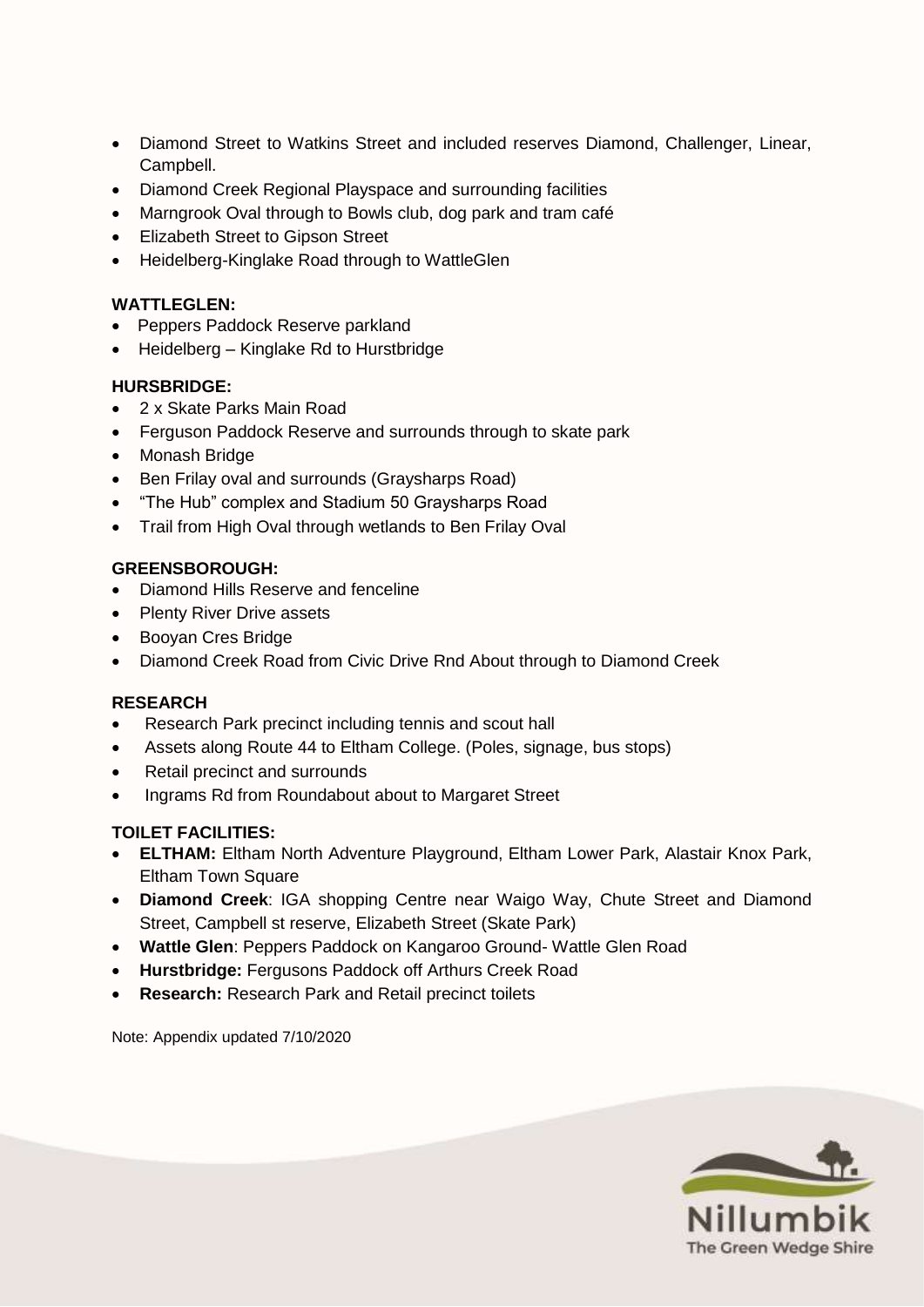- Diamond Street to Watkins Street and included reserves Diamond, Challenger, Linear, Campbell.
- Diamond Creek Regional Playspace and surrounding facilities
- Marngrook Oval through to Bowls club, dog park and tram café
- Elizabeth Street to Gipson Street
- Heidelberg-Kinglake Road through to WattleGlen

**WATTLEGLEN:**

- Peppers Paddock Reserve parkland
- Heidelberg – Kinglake Rd to Hurstbridge

**HURSBRIDGE:**

- 2 x Skate Parks Main Road
- Ferguson Paddock Reserve and surrounds through to skate park
- Monash Bridge
- Ben Frilay oval and surrounds (Graysharps Road)
- "The Hub" complex and Stadium 50 Graysharps Road
- Trail from High Oval through wetlands to Ben Frilay Oval

**GREENSBOROUGH:**

- Diamond Hills Reserve and fenceline
- Plenty River Drive assets
- Booyan Cres Bridge
- Diamond Creek Road from Civic Drive Rnd About through to Diamond Creek

**RESEARCH**

- Research Park precinct including tennis and scout hall
- Assets along Route 44 to Eltham College. (Poles, signage, bus stops)
- Retail precinct and surrounds
- Ingrams Rd from Roundabout about to Margaret Street

**TOILET FACILITIES:**

- **ELTHAM:** Eltham North Adventure Playground, Eltham Lower Park, Alastair Knox Park, Eltham Town Square
- **Diamond Creek**: IGA shopping Centre near Waigo Way, Chute Street and Diamond Street, Campbell st reserve, Elizabeth Street (Skate Park)
- **Wattle Glen**: Peppers Paddock on Kangaroo Ground- Wattle Glen Road
- **Hurstbridge:** Fergusons Paddock off Arthurs Creek Road
- **Research:** Research Park and Retail precinct toilets

Note: Appendix updated 7/10/2020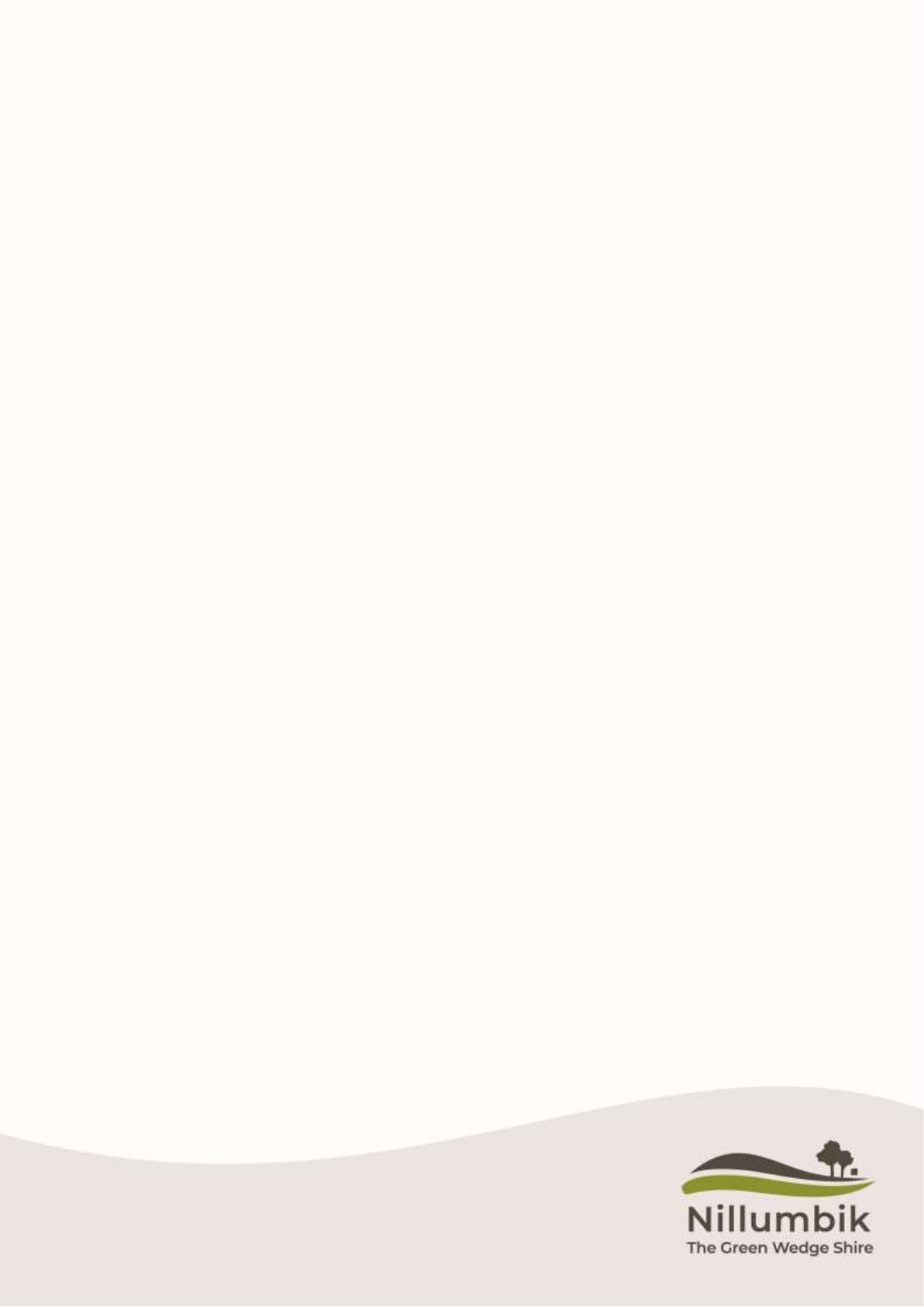Nillumbik

The Green Wedge Shire